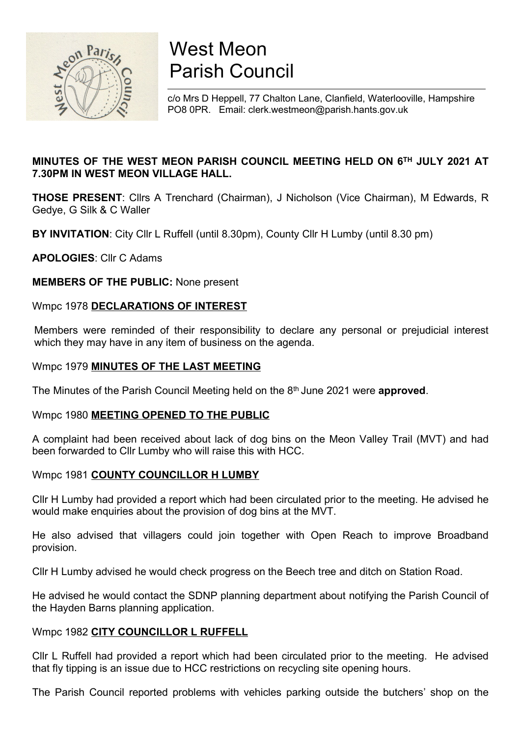# West Meon Parish Council

c/o Mrs D Heppell, 77 Chalton Lane, Clanfield, Waterlooville, Hampshire PO8 0PR. Email: clerk.westmeon@parish.hants.gov.uk

**MINUTES OF THE WEST MEON PARISH COUNCIL MEETING HELD ON 6TH JULY 2021 AT 7.30PM IN WEST MEON VILLAGE HALL.**

**THOSE PRESENT**: Cllrs A Trenchard (Chairman), J Nicholson (Vice Chairman), M Edwards, R Gedye, G Silk & C Waller

**BY INVITATION**: City Cllr L Ruffell (until 8.30pm), County Cllr H Lumby (until 8.30 pm)

**APOLOGIES**: Cllr C Adams

**MEMBERS OF THE PUBLIC:** None present

Wmpc 1978 **DECLARATIONS OF INTEREST**

Members were reminded of their responsibility to declare any personal or prejudicial interest which they may have in any item of business on the agenda.

Wmpc 1979 **MINUTES OF THE LAST MEETING**

The Minutes of the Parish Council Meeting held on the 8th June 2021 were **approved**.

Wmpc 1980 **MEETING OPENED TO THE PUBLIC**

A complaint had been received about lack of dog bins on the Meon Valley Trail (MVT) and had been forwarded to Cllr Lumby who will raise this with HCC.

Wmpc 1981 **COUNTY COUNCILLOR H LUMBY**

Cllr H Lumby had provided a report which had been circulated prior to the meeting. He advised he would make enquiries about the provision of dog bins at the MVT.

He also advised that villagers could join together with Open Reach to improve Broadband provision.

Cllr H Lumby advised he would check progress on the Beech tree and ditch on Station Road.

He advised he would contact the SDNP planning department about notifying the Parish Council of the Hayden Barns planning application.

Wmpc 1982 **CITY COUNCILLOR L RUFFELL**

Cllr L Ruffell had provided a report which had been circulated prior to the meeting. He advised that fly tipping is an issue due to HCC restrictions on recycling site opening hours.

The Parish Council reported problems with vehicles parking outside the butchers' shop on the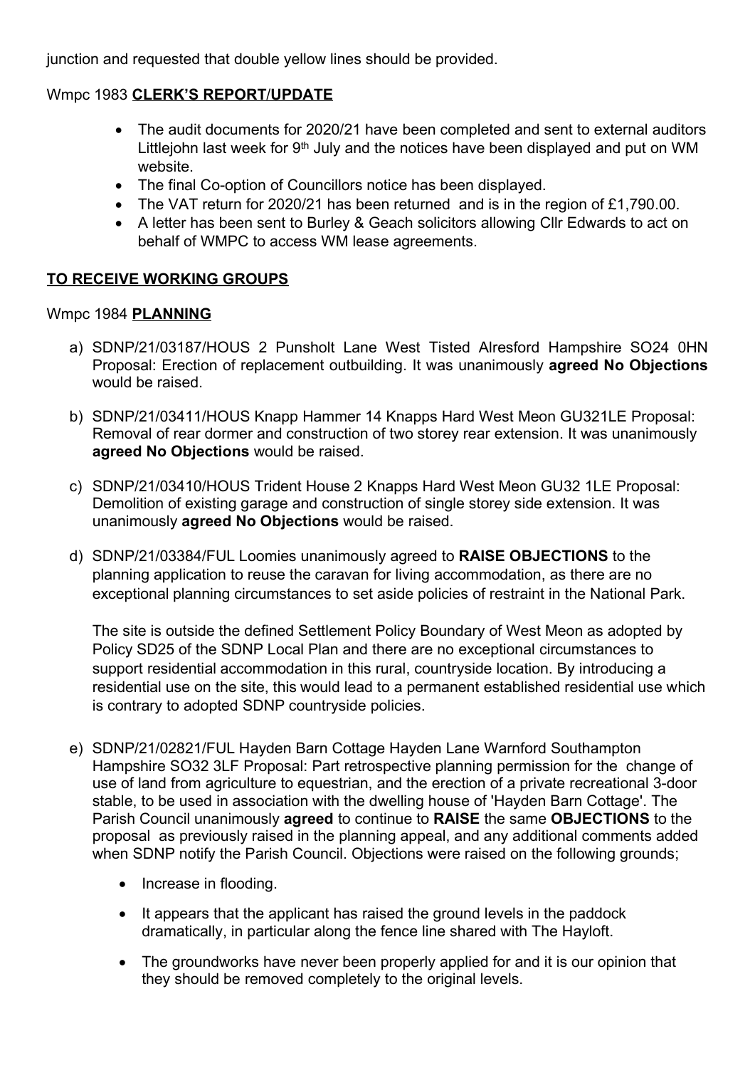junction and requested that double yellow lines should be provided.

Wmpc 1983 **CLERK'S REPORT/UPDATE**

- The audit documents for 2020/21 have been completed and sent to external auditors Littlejohn last week for 9th July and the notices have been displayed and put on WM website.
- The final Co-option of Councillors notice has been displayed.
- The VAT return for 2020/21 has been returned and is in the region of £1,790.00.
- A letter has been sent to Burley & Geach solicitors allowing Cllr Edwards to act on behalf of WMPC to access WM lease agreements.

**TO RECEIVE WORKING GROUPS**

Wmpc 1984 **PLANNING**

a) SDNP/21/03187/HOUS 2 Punsholt Lane West Tisted Alresford Hampshire SO24 0HN Proposal: Erection of replacement outbuilding. It was unanimously **agreed No Objections** would be raised.

b) SDNP/21/03411/HOUS Knapp Hammer 14 Knapps Hard West Meon GU321LE Proposal: Removal of rear dormer and construction of two storey rear extension. It was unanimously **agreed No Objections** would be raised.

c) SDNP/21/03410/HOUS Trident House 2 Knapps Hard West Meon GU32 1LE Proposal: Demolition of existing garage and construction of single storey side extension. It was unanimously **agreed No Objections** would be raised.

d) SDNP/21/03384/FUL Loomies unanimously agreed to **RAISE OBJECTIONS** to the planning application to reuse the caravan for living accommodation, as there are no exceptional planning circumstances to set aside policies of restraint in the National Park.

   The site is outside the defined Settlement Policy Boundary of West Meon as adopted by Policy SD25 of the SDNP Local Plan and there are no exceptional circumstances to support residential accommodation in this rural, countryside location. By introducing a residential use on the site, this would lead to a permanent established residential use which is contrary to adopted SDNP countryside policies.

e) SDNP/21/02821/FUL Hayden Barn Cottage Hayden Lane Warnford Southampton Hampshire SO32 3LF Proposal: Part retrospective planning permission for the change of use of land from agriculture to equestrian, and the erection of a private recreational 3-door stable, to be used in association with the dwelling house of 'Hayden Barn Cottage'. The Parish Council unanimously **agreed** to continue to **RAISE** the same **OBJECTIONS** to the proposal as previously raised in the planning appeal, and any additional comments added when SDNP notify the Parish Council. Objections were raised on the following grounds;

   - Increase in flooding.
   - It appears that the applicant has raised the ground levels in the paddock dramatically, in particular along the fence line shared with The Hayloft.
   - The groundworks have never been properly applied for and it is our opinion that they should be removed completely to the original levels.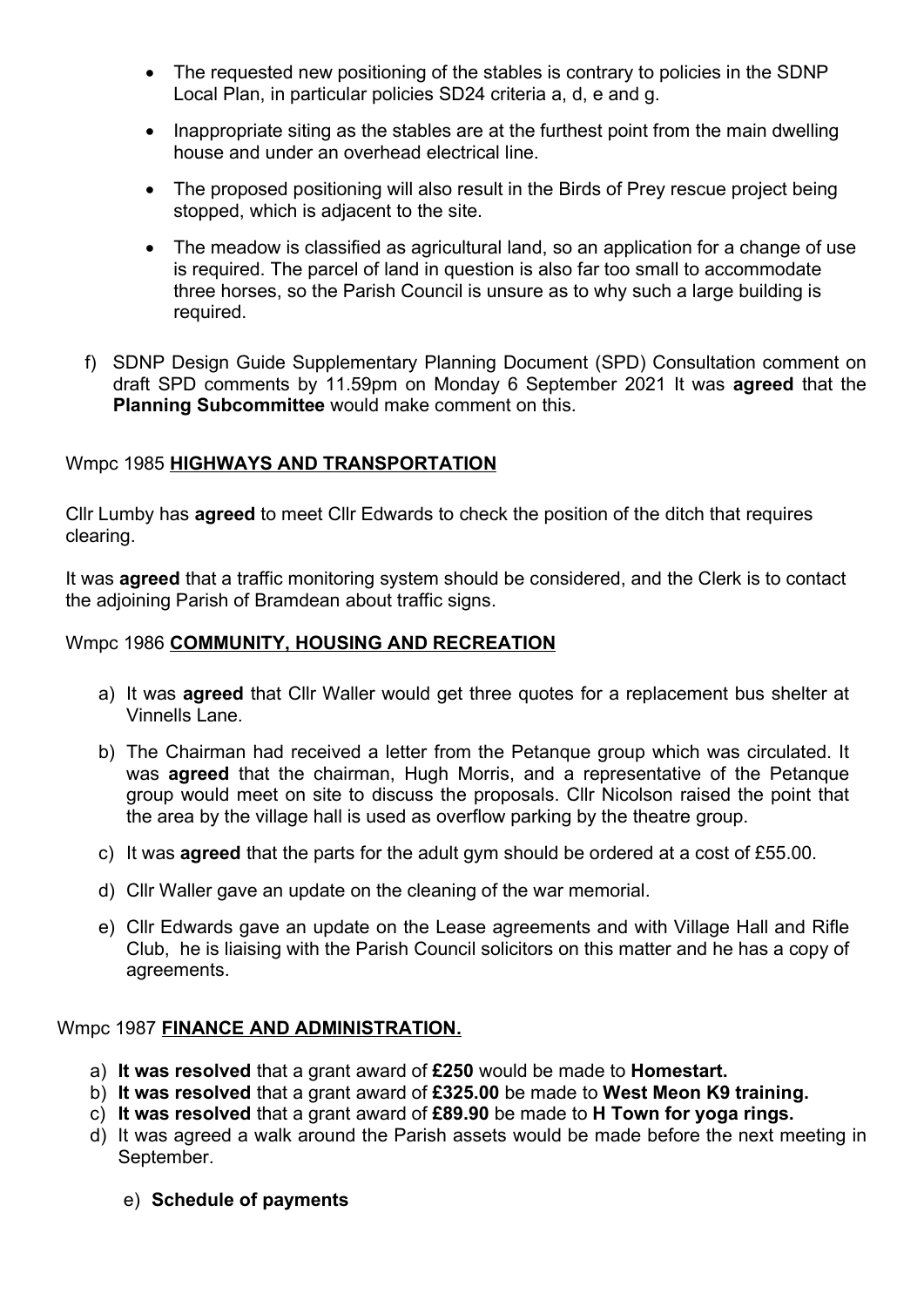- The requested new positioning of the stables is contrary to policies in the SDNP Local Plan, in particular policies SD24 criteria a, d, e and g.
- Inappropriate siting as the stables are at the furthest point from the main dwelling house and under an overhead electrical line.
- The proposed positioning will also result in the Birds of Prey rescue project being stopped, which is adjacent to the site.
- The meadow is classified as agricultural land, so an application for a change of use is required. The parcel of land in question is also far too small to accommodate three horses, so the Parish Council is unsure as to why such a large building is required.

f) SDNP Design Guide Supplementary Planning Document (SPD) Consultation comment on draft SPD comments by 11.59pm on Monday 6 September 2021 It was **agreed** that the **Planning Subcommittee** would make comment on this.

Wmpc 1985 **HIGHWAYS AND TRANSPORTATION**

Cllr Lumby has **agreed** to meet Cllr Edwards to check the position of the ditch that requires clearing.

It was **agreed** that a traffic monitoring system should be considered, and the Clerk is to contact the adjoining Parish of Bramdean about traffic signs.

Wmpc 1986 **COMMUNITY, HOUSING AND RECREATION**

a) It was **agreed** that Cllr Waller would get three quotes for a replacement bus shelter at Vinnells Lane.

b) The Chairman had received a letter from the Petanque group which was circulated. It was **agreed** that the chairman, Hugh Morris, and a representative of the Petanque group would meet on site to discuss the proposals. Cllr Nicolson raised the point that the area by the village hall is used as overflow parking by the theatre group.

c) It was **agreed** that the parts for the adult gym should be ordered at a cost of £55.00.

d) Cllr Waller gave an update on the cleaning of the war memorial.

e) Cllr Edwards gave an update on the Lease agreements and with Village Hall and Rifle Club, he is liaising with the Parish Council solicitors on this matter and he has a copy of agreements.

Wmpc 1987 **FINANCE AND ADMINISTRATION.**

a) **It was resolved** that a grant award of **£250** would be made to **Homestart.**
b) **It was resolved** that a grant award of **£325.00** be made to **West Meon K9 training.**
c) **It was resolved** that a grant award of **£89.90** be made to **H Town for yoga rings.**
d) It was agreed a walk around the Parish assets would be made before the next meeting in September.

e) **Schedule of payments**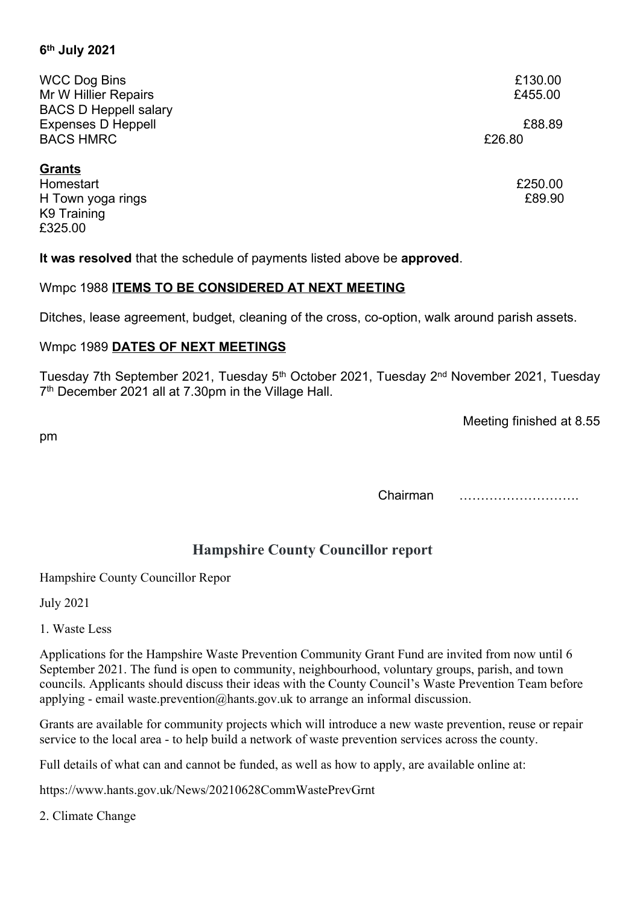**6th July 2021**

| | |
|---|---|
| WCC Dog Bins | £130.00 |
| Mr W Hillier Repairs | £455.00 |
| BACS D Heppell salary | |
| Expenses D Heppell | £88.89 |
| BACS HMRC | £26.80 |

**Grants**

| | |
|---|---|
| Homestart | £250.00 |
| H Town yoga rings | £89.90 |
| K9 Training | |

£325.00

**It was resolved** that the schedule of payments listed above be **approved**.

Wmpc 1988 **ITEMS TO BE CONSIDERED AT NEXT MEETING**

Ditches, lease agreement, budget, cleaning of the cross, co-option, walk around parish assets.

Wmpc 1989 **DATES OF NEXT MEETINGS**

Tuesday 7th September 2021, Tuesday 5th October 2021, Tuesday 2nd November 2021, Tuesday 7th December 2021 all at 7.30pm in the Village Hall.

Meeting finished at 8.55 pm

Chairman ……………………….

## Hampshire County Councillor report

Hampshire County Councillor Repor

July 2021

1. Waste Less

Applications for the Hampshire Waste Prevention Community Grant Fund are invited from now until 6 September 2021. The fund is open to community, neighbourhood, voluntary groups, parish, and town councils. Applicants should discuss their ideas with the County Council's Waste Prevention Team before applying - email waste.prevention@hants.gov.uk to arrange an informal discussion.

Grants are available for community projects which will introduce a new waste prevention, reuse or repair service to the local area - to help build a network of waste prevention services across the county.

Full details of what can and cannot be funded, as well as how to apply, are available online at:

https://www.hants.gov.uk/News/20210628CommWastePrevGrnt

2. Climate Change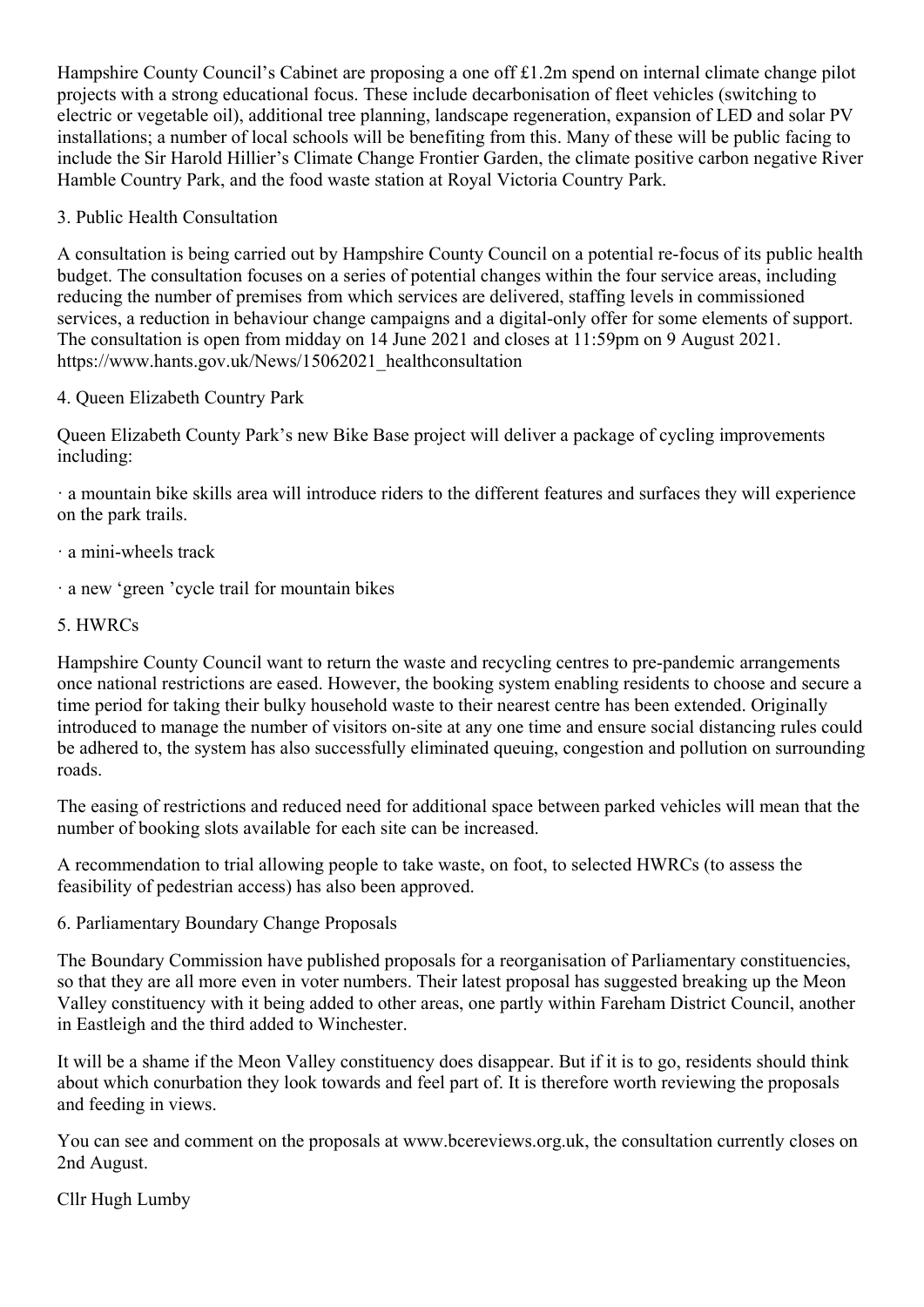Hampshire County Council's Cabinet are proposing a one off £1.2m spend on internal climate change pilot projects with a strong educational focus. These include decarbonisation of fleet vehicles (switching to electric or vegetable oil), additional tree planning, landscape regeneration, expansion of LED and solar PV installations; a number of local schools will be benefiting from this. Many of these will be public facing to include the Sir Harold Hillier's Climate Change Frontier Garden, the climate positive carbon negative River Hamble Country Park, and the food waste station at Royal Victoria Country Park.

3. Public Health Consultation

A consultation is being carried out by Hampshire County Council on a potential re-focus of its public health budget. The consultation focuses on a series of potential changes within the four service areas, including reducing the number of premises from which services are delivered, staffing levels in commissioned services, a reduction in behaviour change campaigns and a digital-only offer for some elements of support. The consultation is open from midday on 14 June 2021 and closes at 11:59pm on 9 August 2021. https://www.hants.gov.uk/News/15062021_healthconsultation

4. Queen Elizabeth Country Park

Queen Elizabeth County Park's new Bike Base project will deliver a package of cycling improvements including:

· a mountain bike skills area will introduce riders to the different features and surfaces they will experience on the park trails.

· a mini-wheels track

· a new 'green 'cycle trail for mountain bikes

5. HWRCs

Hampshire County Council want to return the waste and recycling centres to pre-pandemic arrangements once national restrictions are eased. However, the booking system enabling residents to choose and secure a time period for taking their bulky household waste to their nearest centre has been extended. Originally introduced to manage the number of visitors on-site at any one time and ensure social distancing rules could be adhered to, the system has also successfully eliminated queuing, congestion and pollution on surrounding roads.

The easing of restrictions and reduced need for additional space between parked vehicles will mean that the number of booking slots available for each site can be increased.

A recommendation to trial allowing people to take waste, on foot, to selected HWRCs (to assess the feasibility of pedestrian access) has also been approved.

6. Parliamentary Boundary Change Proposals

The Boundary Commission have published proposals for a reorganisation of Parliamentary constituencies, so that they are all more even in voter numbers. Their latest proposal has suggested breaking up the Meon Valley constituency with it being added to other areas, one partly within Fareham District Council, another in Eastleigh and the third added to Winchester.

It will be a shame if the Meon Valley constituency does disappear. But if it is to go, residents should think about which conurbation they look towards and feel part of. It is therefore worth reviewing the proposals and feeding in views.

You can see and comment on the proposals at www.bcereviews.org.uk, the consultation currently closes on 2nd August.

Cllr Hugh Lumby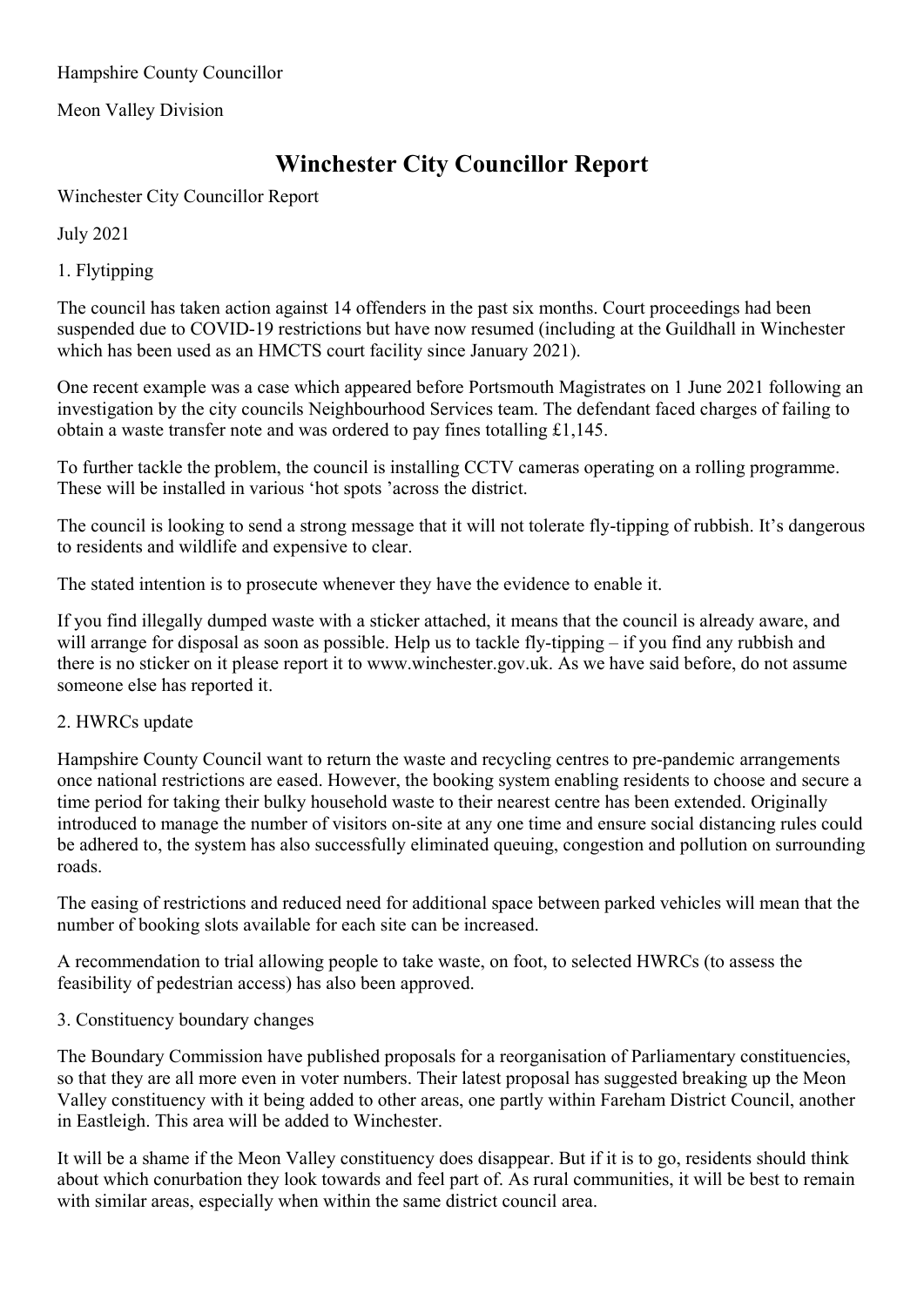Hampshire County Councillor

Meon Valley Division

# Winchester City Councillor Report

Winchester City Councillor Report

July 2021

1. Flytipping

The council has taken action against 14 offenders in the past six months. Court proceedings had been suspended due to COVID-19 restrictions but have now resumed (including at the Guildhall in Winchester which has been used as an HMCTS court facility since January 2021).

One recent example was a case which appeared before Portsmouth Magistrates on 1 June 2021 following an investigation by the city councils Neighbourhood Services team. The defendant faced charges of failing to obtain a waste transfer note and was ordered to pay fines totalling £1,145.

To further tackle the problem, the council is installing CCTV cameras operating on a rolling programme. These will be installed in various 'hot spots 'across the district.

The council is looking to send a strong message that it will not tolerate fly-tipping of rubbish. It's dangerous to residents and wildlife and expensive to clear.

The stated intention is to prosecute whenever they have the evidence to enable it.

If you find illegally dumped waste with a sticker attached, it means that the council is already aware, and will arrange for disposal as soon as possible. Help us to tackle fly-tipping – if you find any rubbish and there is no sticker on it please report it to www.winchester.gov.uk. As we have said before, do not assume someone else has reported it.

2. HWRCs update

Hampshire County Council want to return the waste and recycling centres to pre-pandemic arrangements once national restrictions are eased. However, the booking system enabling residents to choose and secure a time period for taking their bulky household waste to their nearest centre has been extended. Originally introduced to manage the number of visitors on-site at any one time and ensure social distancing rules could be adhered to, the system has also successfully eliminated queuing, congestion and pollution on surrounding roads.

The easing of restrictions and reduced need for additional space between parked vehicles will mean that the number of booking slots available for each site can be increased.

A recommendation to trial allowing people to take waste, on foot, to selected HWRCs (to assess the feasibility of pedestrian access) has also been approved.

3. Constituency boundary changes

The Boundary Commission have published proposals for a reorganisation of Parliamentary constituencies, so that they are all more even in voter numbers. Their latest proposal has suggested breaking up the Meon Valley constituency with it being added to other areas, one partly within Fareham District Council, another in Eastleigh. This area will be added to Winchester.

It will be a shame if the Meon Valley constituency does disappear. But if it is to go, residents should think about which conurbation they look towards and feel part of. As rural communities, it will be best to remain with similar areas, especially when within the same district council area.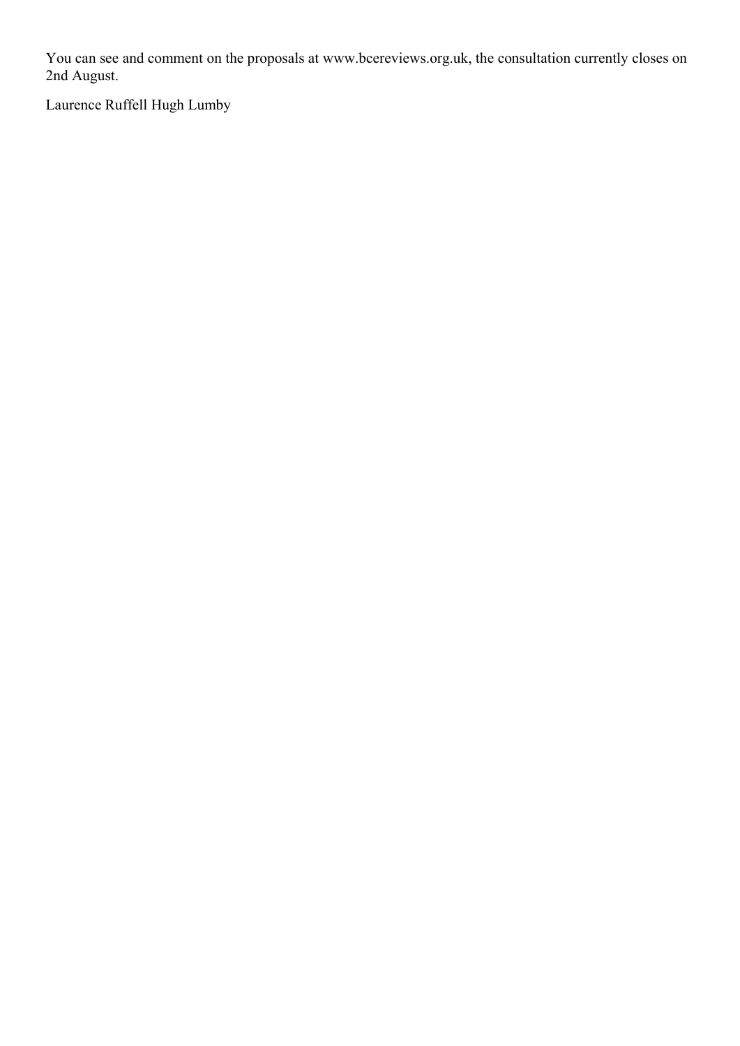You can see and comment on the proposals at www.bcereviews.org.uk, the consultation currently closes on 2nd August.

Laurence Ruffell Hugh Lumby